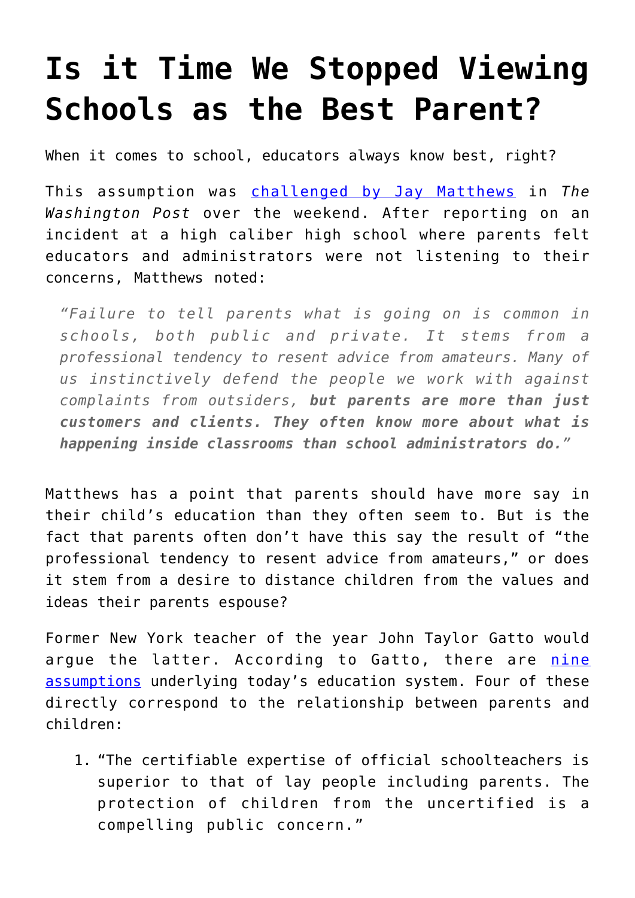# Is it Time We Stopped Viewing Schools as the Best Parent?

When it comes to school, educators always know best, right?

This assumption was [challenged by Jay Matthews](#) in *The Washington Post* over the weekend. After reporting on an incident at a high caliber high school where parents felt educators and administrators were not listening to their concerns, Matthews noted:

> *"Failure to tell parents what is going on is common in schools, both public and private. It stems from a professional tendency to resent advice from amateurs. Many of us instinctively defend the people we work with against complaints from outsiders,* ***but parents are more than just customers and clients. They often know more about what is happening inside classrooms than school administrators do.****"*

Matthews has a point that parents should have more say in their child's education than they often seem to. But is the fact that parents often don't have this say the result of "the professional tendency to resent advice from amateurs," or does it stem from a desire to distance children from the values and ideas their parents espouse?

Former New York teacher of the year John Taylor Gatto would argue the latter. According to Gatto, there are [nine assumptions](#) underlying today's education system. Four of these directly correspond to the relationship between parents and children:

1. "The certifiable expertise of official schoolteachers is superior to that of lay people including parents. The protection of children from the uncertified is a compelling public concern."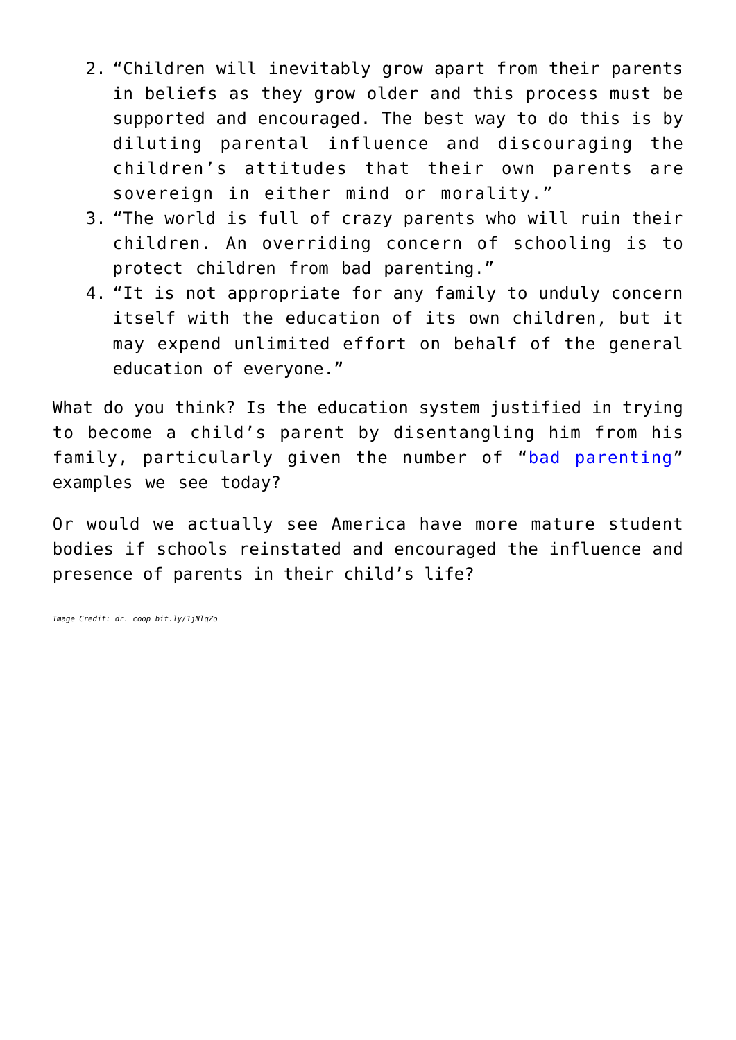2. “Children will inevitably grow apart from their parents in beliefs as they grow older and this process must be supported and encouraged. The best way to do this is by diluting parental influence and discouraging the children’s attitudes that their own parents are sovereign in either mind or morality.”
3. “The world is full of crazy parents who will ruin their children. An overriding concern of schooling is to protect children from bad parenting.”
4. “It is not appropriate for any family to unduly concern itself with the education of its own children, but it may expend unlimited effort on behalf of the general education of everyone.”

What do you think? Is the education system justified in trying to become a child’s parent by disentangling him from his family, particularly given the number of “bad parenting” examples we see today?

Or would we actually see America have more mature student bodies if schools reinstated and encouraged the influence and presence of parents in their child’s life?

*Image Credit: dr. coop bit.ly/1jNlqZo*